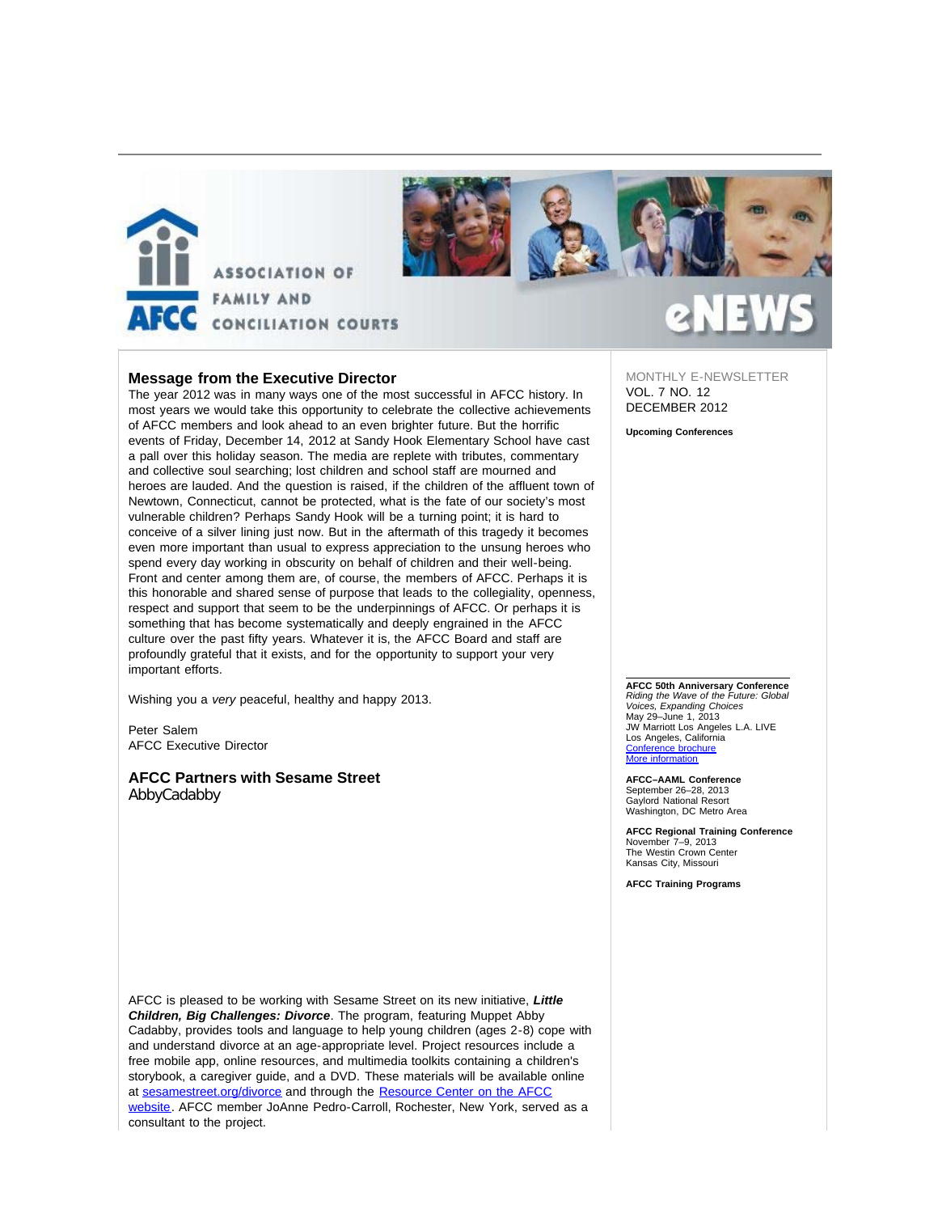ASSOCIATION OF FAMILY AND CONCILIATION COURTS

eNEWS

MONTHLY E-NEWSLETTER
VOL. 7 NO. 12
DECEMBER 2012

## Message from the Executive Director

The year 2012 was in many ways one of the most successful in AFCC history. In most years we would take this opportunity to celebrate the collective achievements of AFCC members and look ahead to an even brighter future. But the horrific events of Friday, December 14, 2012 at Sandy Hook Elementary School have cast a pall over this holiday season. The media are replete with tributes, commentary and collective soul searching; lost children and school staff are mourned and heroes are lauded. And the question is raised, if the children of the affluent town of Newtown, Connecticut, cannot be protected, what is the fate of our society's most vulnerable children? Perhaps Sandy Hook will be a turning point; it is hard to conceive of a silver lining just now. But in the aftermath of this tragedy it becomes even more important than usual to express appreciation to the unsung heroes who spend every day working in obscurity on behalf of children and their well-being. Front and center among them are, of course, the members of AFCC. Perhaps it is this honorable and shared sense of purpose that leads to the collegiality, openness, respect and support that seem to be the underpinnings of AFCC. Or perhaps it is something that has become systematically and deeply engrained in the AFCC culture over the past fifty years. Whatever it is, the AFCC Board and staff are profoundly grateful that it exists, and for the opportunity to support your very important efforts.

Wishing you a *very* peaceful, healthy and happy 2013.

Peter Salem
AFCC Executive Director

## AFCC Partners with Sesame Street

AbbyCadabby

AFCC is pleased to be working with Sesame Street on its new initiative, ***Little Children, Big Challenges: Divorce***. The program, featuring Muppet Abby Cadabby, provides tools and language to help young children (ages 2-8) cope with and understand divorce at an age-appropriate level. Project resources include a free mobile app, online resources, and multimedia toolkits containing a children's storybook, a caregiver guide, and a DVD. These materials will be available online at [sesamestreet.org/divorce](sesamestreet.org/divorce) and through the [Resource Center on the AFCC website](). AFCC member JoAnne Pedro-Carroll, Rochester, New York, served as a consultant to the project.

**Upcoming Conferences**

**AFCC 50th Anniversary Conference**
*Riding the Wave of the Future: Global Voices, Expanding Choices*
May 29–June 1, 2013
JW Marriott Los Angeles L.A. LIVE
Los Angeles, California
[Conference brochure]()
[More information]()

**AFCC–AAML Conference**
September 26–28, 2013
Gaylord National Resort
Washington, DC Metro Area

**AFCC Regional Training Conference**
November 7–9, 2013
The Westin Crown Center
Kansas City, Missouri

**AFCC Training Programs**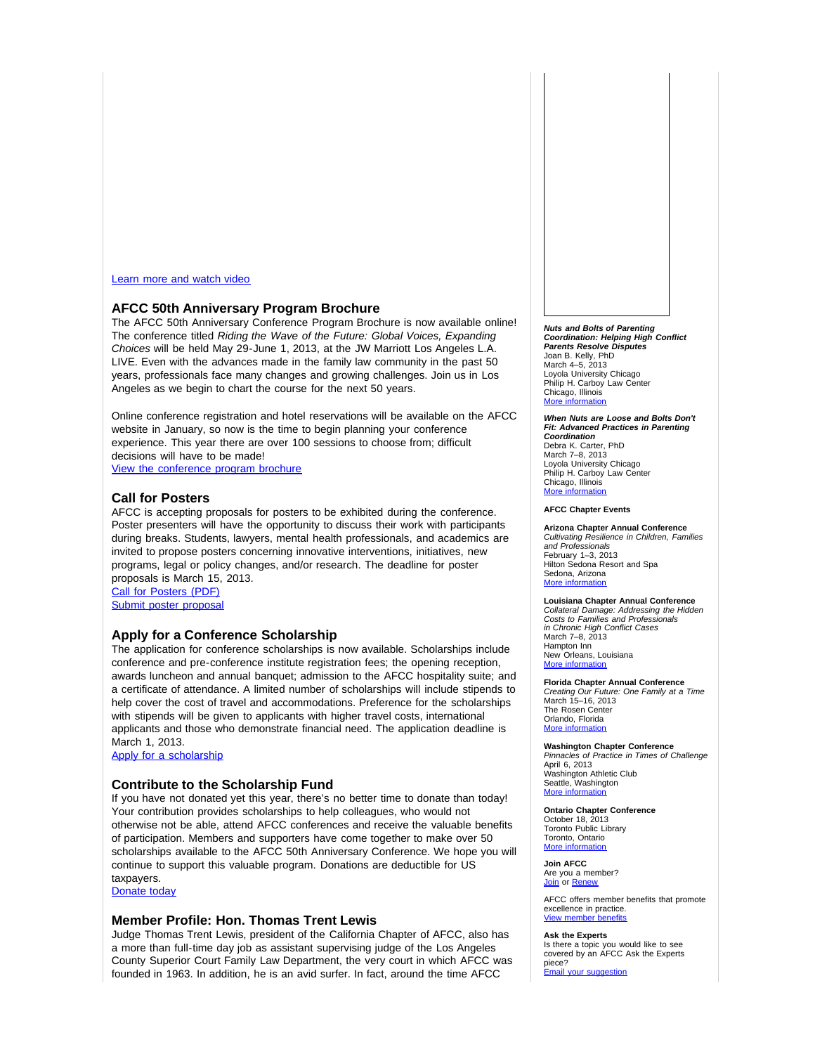Learn more and watch video

## AFCC 50th Anniversary Program Brochure

The AFCC 50th Anniversary Conference Program Brochure is now available online! The conference titled *Riding the Wave of the Future: Global Voices, Expanding Choices* will be held May 29-June 1, 2013, at the JW Marriott Los Angeles L.A. LIVE. Even with the advances made in the family law community in the past 50 years, professionals face many changes and growing challenges. Join us in Los Angeles as we begin to chart the course for the next 50 years.

Online conference registration and hotel reservations will be available on the AFCC website in January, so now is the time to begin planning your conference experience. This year there are over 100 sessions to choose from; difficult decisions will have to be made!

View the conference program brochure

## Call for Posters

AFCC is accepting proposals for posters to be exhibited during the conference. Poster presenters will have the opportunity to discuss their work with participants during breaks. Students, lawyers, mental health professionals, and academics are invited to propose posters concerning innovative interventions, initiatives, new programs, legal or policy changes, and/or research. The deadline for poster proposals is March 15, 2013.

Call for Posters (PDF)
Submit poster proposal

## Apply for a Conference Scholarship

The application for conference scholarships is now available. Scholarships include conference and pre-conference institute registration fees; the opening reception, awards luncheon and annual banquet; admission to the AFCC hospitality suite; and a certificate of attendance. A limited number of scholarships will include stipends to help cover the cost of travel and accommodations. Preference for the scholarships with stipends will be given to applicants with higher travel costs, international applicants and those who demonstrate financial need. The application deadline is March 1, 2013.

Apply for a scholarship

## Contribute to the Scholarship Fund

If you have not donated yet this year, there's no better time to donate than today! Your contribution provides scholarships to help colleagues, who would not otherwise not be able, attend AFCC conferences and receive the valuable benefits of participation. Members and supporters have come together to make over 50 scholarships available to the AFCC 50th Anniversary Conference. We hope you will continue to support this valuable program. Donations are deductible for US taxpayers.

Donate today

## Member Profile: Hon. Thomas Trent Lewis

Judge Thomas Trent Lewis, president of the California Chapter of AFCC, also has a more than full-time day job as assistant supervising judge of the Los Angeles County Superior Court Family Law Department, the very court in which AFCC was founded in 1963. In addition, he is an avid surfer. In fact, around the time AFCC

***Nuts and Bolts of Parenting Coordination: Helping High Conflict Parents Resolve Disputes***
Joan B. Kelly, PhD
March 4–5, 2013
Loyola University Chicago
Philip H. Carboy Law Center
Chicago, Illinois
More information

***When Nuts are Loose and Bolts Don't Fit: Advanced Practices in Parenting Coordination***
Debra K. Carter, PhD
March 7–8, 2013
Loyola University Chicago
Philip H. Carboy Law Center
Chicago, Illinois
More information

**AFCC Chapter Events**

**Arizona Chapter Annual Conference**
*Cultivating Resilience in Children, Families and Professionals*
February 1–3, 2013
Hilton Sedona Resort and Spa
Sedona, Arizona
More information

**Louisiana Chapter Annual Conference**
*Collateral Damage: Addressing the Hidden Costs to Families and Professionals in Chronic High Conflict Cases*
March 7–8, 2013
Hampton Inn
New Orleans, Louisiana
More information

**Florida Chapter Annual Conference**
*Creating Our Future: One Family at a Time*
March 15–16, 2013
The Rosen Center
Orlando, Florida
More information

**Washington Chapter Conference**
*Pinnacles of Practice in Times of Challenge*
April 6, 2013
Washington Athletic Club
Seattle, Washington
More information

**Ontario Chapter Conference**
October 18, 2013
Toronto Public Library
Toronto, Ontario
More information

**Join AFCC**
Are you a member?
Join or Renew

AFCC offers member benefits that promote excellence in practice.
View member benefits

**Ask the Experts**
Is there a topic you would like to see covered by an AFCC Ask the Experts piece?
Email your suggestion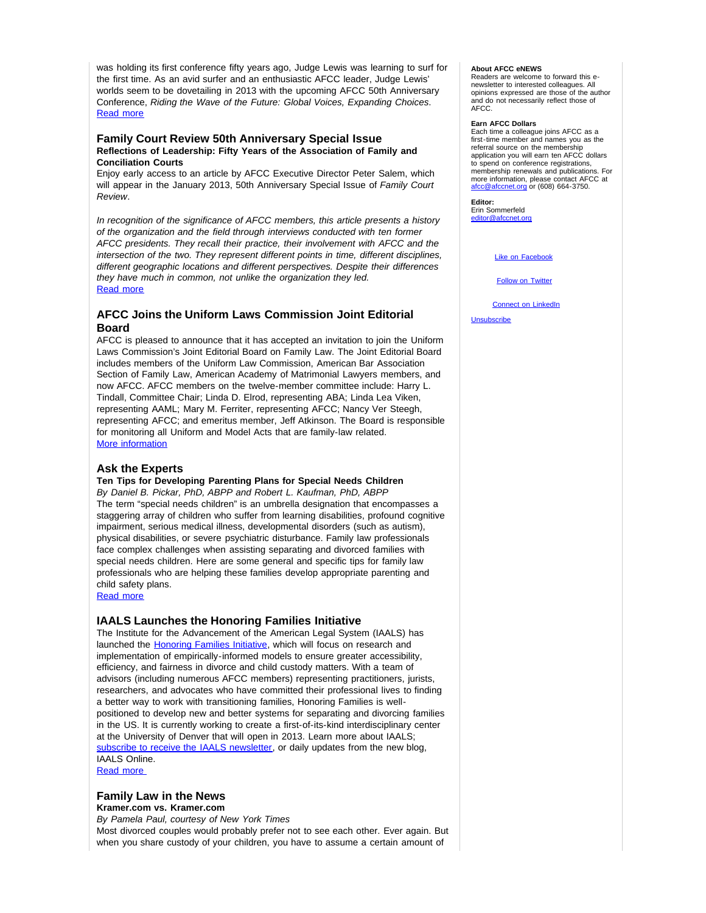was holding its first conference fifty years ago, Judge Lewis was learning to surf for the first time. As an avid surfer and an enthusiastic AFCC leader, Judge Lewis' worlds seem to be dovetailing in 2013 with the upcoming AFCC 50th Anniversary Conference, *Riding the Wave of the Future: Global Voices, Expanding Choices*.
Read more

### Family Court Review 50th Anniversary Special Issue

**Reflections of Leadership: Fifty Years of the Association of Family and Conciliation Courts**

Enjoy early access to an article by AFCC Executive Director Peter Salem, which will appear in the January 2013, 50th Anniversary Special Issue of *Family Court Review*.

*In recognition of the significance of AFCC members, this article presents a history of the organization and the field through interviews conducted with ten former AFCC presidents. They recall their practice, their involvement with AFCC and the intersection of the two. They represent different points in time, different disciplines, different geographic locations and different perspectives. Despite their differences they have much in common, not unlike the organization they led.*
Read more

### AFCC Joins the Uniform Laws Commission Joint Editorial Board

AFCC is pleased to announce that it has accepted an invitation to join the Uniform Laws Commission's Joint Editorial Board on Family Law. The Joint Editorial Board includes members of the Uniform Law Commission, American Bar Association Section of Family Law, American Academy of Matrimonial Lawyers members, and now AFCC. AFCC members on the twelve-member committee include: Harry L. Tindall, Committee Chair; Linda D. Elrod, representing ABA; Linda Lea Viken, representing AAML; Mary M. Ferriter, representing AFCC; Nancy Ver Steegh, representing AFCC; and emeritus member, Jeff Atkinson. The Board is responsible for monitoring all Uniform and Model Acts that are family-law related.
More information

### Ask the Experts

**Ten Tips for Developing Parenting Plans for Special Needs Children**

*By Daniel B. Pickar, PhD, ABPP and Robert L. Kaufman, PhD, ABPP*

The term "special needs children" is an umbrella designation that encompasses a staggering array of children who suffer from learning disabilities, profound cognitive impairment, serious medical illness, developmental disorders (such as autism), physical disabilities, or severe psychiatric disturbance. Family law professionals face complex challenges when assisting separating and divorced families with special needs children. Here are some general and specific tips for family law professionals who are helping these families develop appropriate parenting and child safety plans.
Read more

### IAALS Launches the Honoring Families Initiative

The Institute for the Advancement of the American Legal System (IAALS) has launched the Honoring Families Initiative, which will focus on research and implementation of empirically-informed models to ensure greater accessibility, efficiency, and fairness in divorce and child custody matters. With a team of advisors (including numerous AFCC members) representing practitioners, jurists, researchers, and advocates who have committed their professional lives to finding a better way to work with transitioning families, Honoring Families is well-positioned to develop new and better systems for separating and divorcing families in the US. It is currently working to create a first-of-its-kind interdisciplinary center at the University of Denver that will open in 2013. Learn more about IAALS; subscribe to receive the IAALS newsletter, or daily updates from the new blog, IAALS Online.
Read more

### Family Law in the News

**Kramer.com vs. Kramer.com**

*By Pamela Paul, courtesy of New York Times*

Most divorced couples would probably prefer not to see each other. Ever again. But when you share custody of your children, you have to assume a certain amount of

**About AFCC eNEWS**
Readers are welcome to forward this e-newsletter to interested colleagues. All opinions expressed are those of the author and do not necessarily reflect those of AFCC.

**Earn AFCC Dollars**
Each time a colleague joins AFCC as a first-time member and names you as the referral source on the membership application you will earn ten AFCC dollars to spend on conference registrations, membership renewals and publications. For more information, please contact AFCC at afcc@afccnet.org or (608) 664-3750.

**Editor:**
Erin Sommerfeld
editor@afccnet.org

Like on Facebook

Follow on Twitter

Connect on LinkedIn

Unsubscribe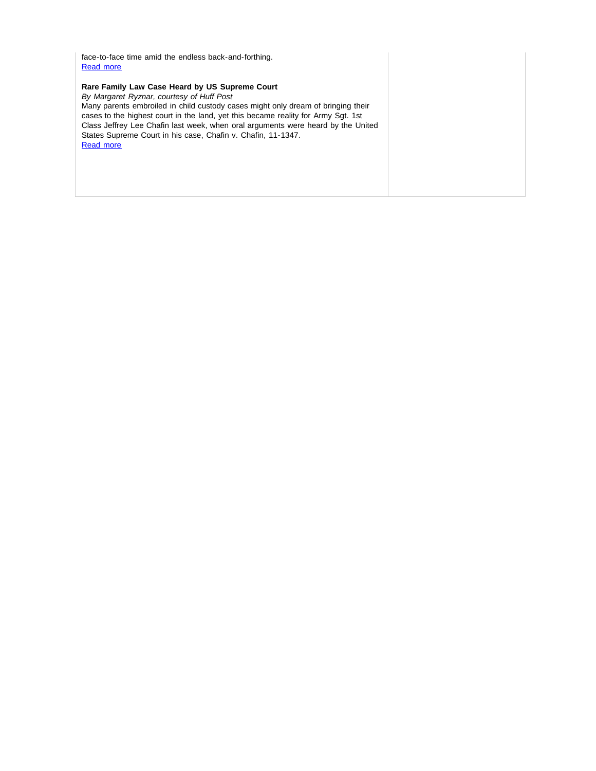face-to-face time amid the endless back-and-forthing.
Read more

**Rare Family Law Case Heard by US Supreme Court**
*By Margaret Ryznar, courtesy of Huff Post*
Many parents embroiled in child custody cases might only dream of bringing their cases to the highest court in the land, yet this became reality for Army Sgt. 1st Class Jeffrey Lee Chafin last week, when oral arguments were heard by the United States Supreme Court in his case, Chafin v. Chafin, 11-1347.
Read more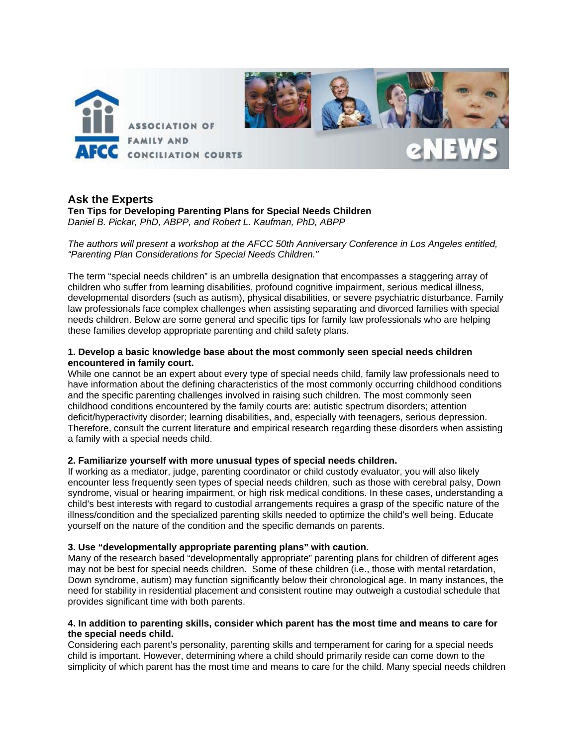## Ask the Experts

**Ten Tips for Developing Parenting Plans for Special Needs Children**

*Daniel B. Pickar, PhD, ABPP, and Robert L. Kaufman, PhD, ABPP*

*The authors will present a workshop at the AFCC 50th Anniversary Conference in Los Angeles entitled, "Parenting Plan Considerations for Special Needs Children."*

The term "special needs children" is an umbrella designation that encompasses a staggering array of children who suffer from learning disabilities, profound cognitive impairment, serious medical illness, developmental disorders (such as autism), physical disabilities, or severe psychiatric disturbance. Family law professionals face complex challenges when assisting separating and divorced families with special needs children. Below are some general and specific tips for family law professionals who are helping these families develop appropriate parenting and child safety plans.

**1. Develop a basic knowledge base about the most commonly seen special needs children encountered in family court.**

While one cannot be an expert about every type of special needs child, family law professionals need to have information about the defining characteristics of the most commonly occurring childhood conditions and the specific parenting challenges involved in raising such children. The most commonly seen childhood conditions encountered by the family courts are: autistic spectrum disorders; attention deficit/hyperactivity disorder; learning disabilities, and, especially with teenagers, serious depression. Therefore, consult the current literature and empirical research regarding these disorders when assisting a family with a special needs child.

**2. Familiarize yourself with more unusual types of special needs children.**

If working as a mediator, judge, parenting coordinator or child custody evaluator, you will also likely encounter less frequently seen types of special needs children, such as those with cerebral palsy, Down syndrome, visual or hearing impairment, or high risk medical conditions. In these cases, understanding a child's best interests with regard to custodial arrangements requires a grasp of the specific nature of the illness/condition and the specialized parenting skills needed to optimize the child's well being. Educate yourself on the nature of the condition and the specific demands on parents.

**3. Use "developmentally appropriate parenting plans" with caution.**

Many of the research based "developmentally appropriate" parenting plans for children of different ages may not be best for special needs children. Some of these children (i.e., those with mental retardation, Down syndrome, autism) may function significantly below their chronological age. In many instances, the need for stability in residential placement and consistent routine may outweigh a custodial schedule that provides significant time with both parents.

**4. In addition to parenting skills, consider which parent has the most time and means to care for the special needs child.**

Considering each parent's personality, parenting skills and temperament for caring for a special needs child is important. However, determining where a child should primarily reside can come down to the simplicity of which parent has the most time and means to care for the child. Many special needs children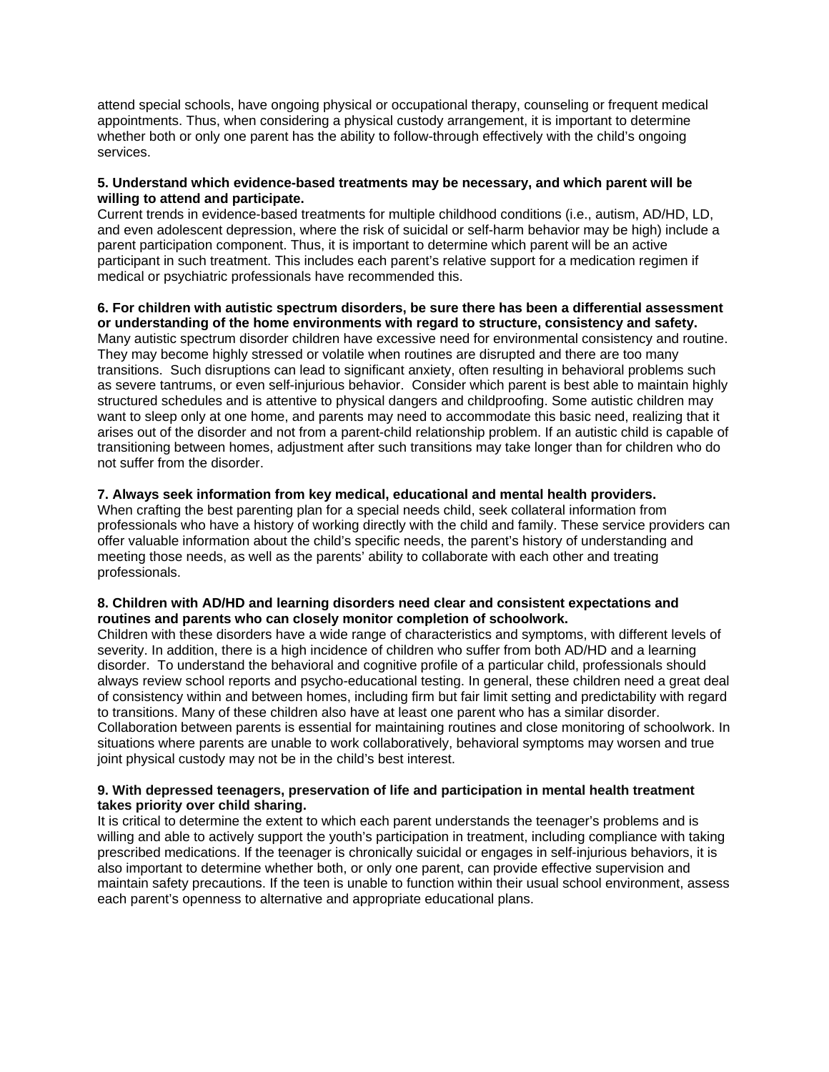attend special schools, have ongoing physical or occupational therapy, counseling or frequent medical appointments. Thus, when considering a physical custody arrangement, it is important to determine whether both or only one parent has the ability to follow-through effectively with the child's ongoing services.

**5. Understand which evidence-based treatments may be necessary, and which parent will be willing to attend and participate.**

Current trends in evidence-based treatments for multiple childhood conditions (i.e., autism, AD/HD, LD, and even adolescent depression, where the risk of suicidal or self-harm behavior may be high) include a parent participation component. Thus, it is important to determine which parent will be an active participant in such treatment. This includes each parent's relative support for a medication regimen if medical or psychiatric professionals have recommended this.

**6. For children with autistic spectrum disorders, be sure there has been a differential assessment or understanding of the home environments with regard to structure, consistency and safety.**

Many autistic spectrum disorder children have excessive need for environmental consistency and routine. They may become highly stressed or volatile when routines are disrupted and there are too many transitions. Such disruptions can lead to significant anxiety, often resulting in behavioral problems such as severe tantrums, or even self-injurious behavior. Consider which parent is best able to maintain highly structured schedules and is attentive to physical dangers and childproofing. Some autistic children may want to sleep only at one home, and parents may need to accommodate this basic need, realizing that it arises out of the disorder and not from a parent-child relationship problem. If an autistic child is capable of transitioning between homes, adjustment after such transitions may take longer than for children who do not suffer from the disorder.

**7. Always seek information from key medical, educational and mental health providers.**

When crafting the best parenting plan for a special needs child, seek collateral information from professionals who have a history of working directly with the child and family. These service providers can offer valuable information about the child's specific needs, the parent's history of understanding and meeting those needs, as well as the parents' ability to collaborate with each other and treating professionals.

**8. Children with AD/HD and learning disorders need clear and consistent expectations and routines and parents who can closely monitor completion of schoolwork.**

Children with these disorders have a wide range of characteristics and symptoms, with different levels of severity. In addition, there is a high incidence of children who suffer from both AD/HD and a learning disorder. To understand the behavioral and cognitive profile of a particular child, professionals should always review school reports and psycho-educational testing. In general, these children need a great deal of consistency within and between homes, including firm but fair limit setting and predictability with regard to transitions. Many of these children also have at least one parent who has a similar disorder. Collaboration between parents is essential for maintaining routines and close monitoring of schoolwork. In situations where parents are unable to work collaboratively, behavioral symptoms may worsen and true joint physical custody may not be in the child's best interest.

**9. With depressed teenagers, preservation of life and participation in mental health treatment takes priority over child sharing.**

It is critical to determine the extent to which each parent understands the teenager's problems and is willing and able to actively support the youth's participation in treatment, including compliance with taking prescribed medications. If the teenager is chronically suicidal or engages in self-injurious behaviors, it is also important to determine whether both, or only one parent, can provide effective supervision and maintain safety precautions. If the teen is unable to function within their usual school environment, assess each parent's openness to alternative and appropriate educational plans.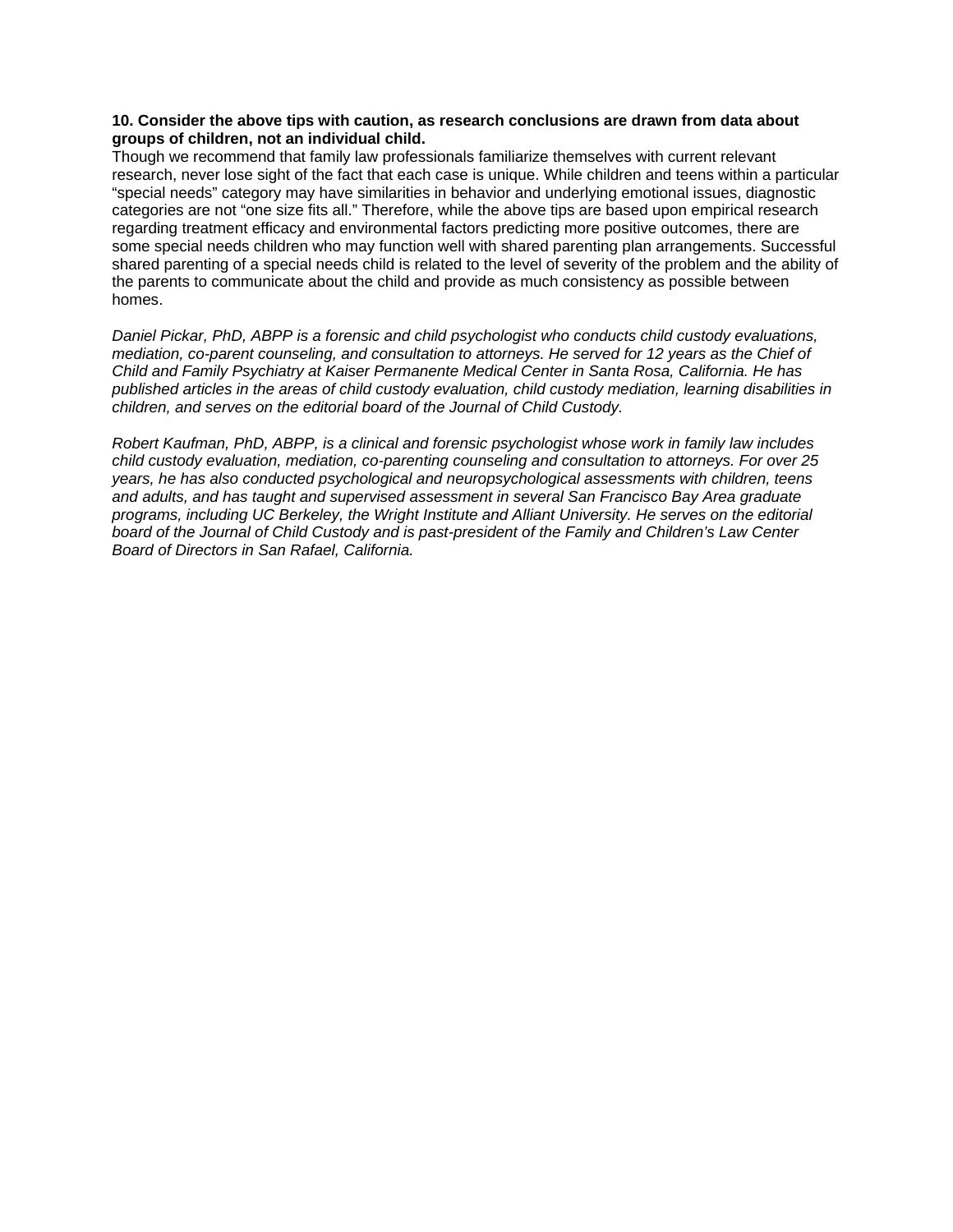**10. Consider the above tips with caution, as research conclusions are drawn from data about groups of children, not an individual child.**

Though we recommend that family law professionals familiarize themselves with current relevant research, never lose sight of the fact that each case is unique. While children and teens within a particular “special needs” category may have similarities in behavior and underlying emotional issues, diagnostic categories are not “one size fits all.” Therefore, while the above tips are based upon empirical research regarding treatment efficacy and environmental factors predicting more positive outcomes, there are some special needs children who may function well with shared parenting plan arrangements. Successful shared parenting of a special needs child is related to the level of severity of the problem and the ability of the parents to communicate about the child and provide as much consistency as possible between homes.

*Daniel Pickar, PhD, ABPP is a forensic and child psychologist who conducts child custody evaluations, mediation, co-parent counseling, and consultation to attorneys. He served for 12 years as the Chief of Child and Family Psychiatry at Kaiser Permanente Medical Center in Santa Rosa, California. He has published articles in the areas of child custody evaluation, child custody mediation, learning disabilities in children, and serves on the editorial board of the Journal of Child Custody.*

*Robert Kaufman, PhD, ABPP, is a clinical and forensic psychologist whose work in family law includes child custody evaluation, mediation, co-parenting counseling and consultation to attorneys. For over 25 years, he has also conducted psychological and neuropsychological assessments with children, teens and adults, and has taught and supervised assessment in several San Francisco Bay Area graduate programs, including UC Berkeley, the Wright Institute and Alliant University. He serves on the editorial board of the Journal of Child Custody and is past-president of the Family and Children’s Law Center Board of Directors in San Rafael, California.*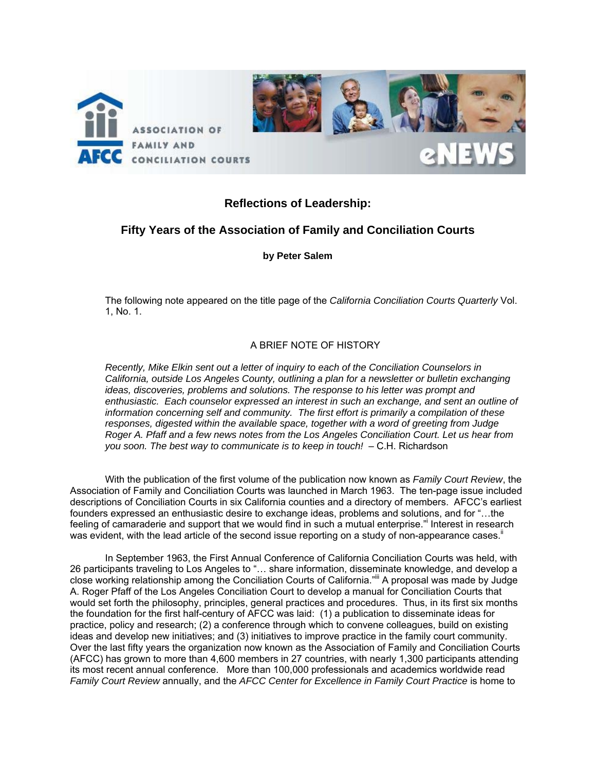# Reflections of Leadership:

## Fifty Years of the Association of Family and Conciliation Courts

**by Peter Salem**

The following note appeared on the title page of the *California Conciliation Courts Quarterly* Vol. 1, No. 1.

A BRIEF NOTE OF HISTORY

*Recently, Mike Elkin sent out a letter of inquiry to each of the Conciliation Counselors in California, outside Los Angeles County, outlining a plan for a newsletter or bulletin exchanging ideas, discoveries, problems and solutions. The response to his letter was prompt and enthusiastic. Each counselor expressed an interest in such an exchange, and sent an outline of information concerning self and community. The first effort is primarily a compilation of these responses, digested within the available space, together with a word of greeting from Judge Roger A. Pfaff and a few news notes from the Los Angeles Conciliation Court. Let us hear from you soon. The best way to communicate is to keep in touch!* – C.H. Richardson

With the publication of the first volume of the publication now known as *Family Court Review*, the Association of Family and Conciliation Courts was launched in March 1963. The ten-page issue included descriptions of Conciliation Courts in six California counties and a directory of members. AFCC's earliest founders expressed an enthusiastic desire to exchange ideas, problems and solutions, and for "…the feeling of camaraderie and support that we would find in such a mutual enterprise."[i] Interest in research was evident, with the lead article of the second issue reporting on a study of non-appearance cases.[ii]

In September 1963, the First Annual Conference of California Conciliation Courts was held, with 26 participants traveling to Los Angeles to "… share information, disseminate knowledge, and develop a close working relationship among the Conciliation Courts of California."[iii] A proposal was made by Judge A. Roger Pfaff of the Los Angeles Conciliation Court to develop a manual for Conciliation Courts that would set forth the philosophy, principles, general practices and procedures. Thus, in its first six months the foundation for the first half-century of AFCC was laid: (1) a publication to disseminate ideas for practice, policy and research; (2) a conference through which to convene colleagues, build on existing ideas and develop new initiatives; and (3) initiatives to improve practice in the family court community. Over the last fifty years the organization now known as the Association of Family and Conciliation Courts (AFCC) has grown to more than 4,600 members in 27 countries, with nearly 1,300 participants attending its most recent annual conference. More than 100,000 professionals and academics worldwide read *Family Court Review* annually, and the *AFCC Center for Excellence in Family Court Practice* is home to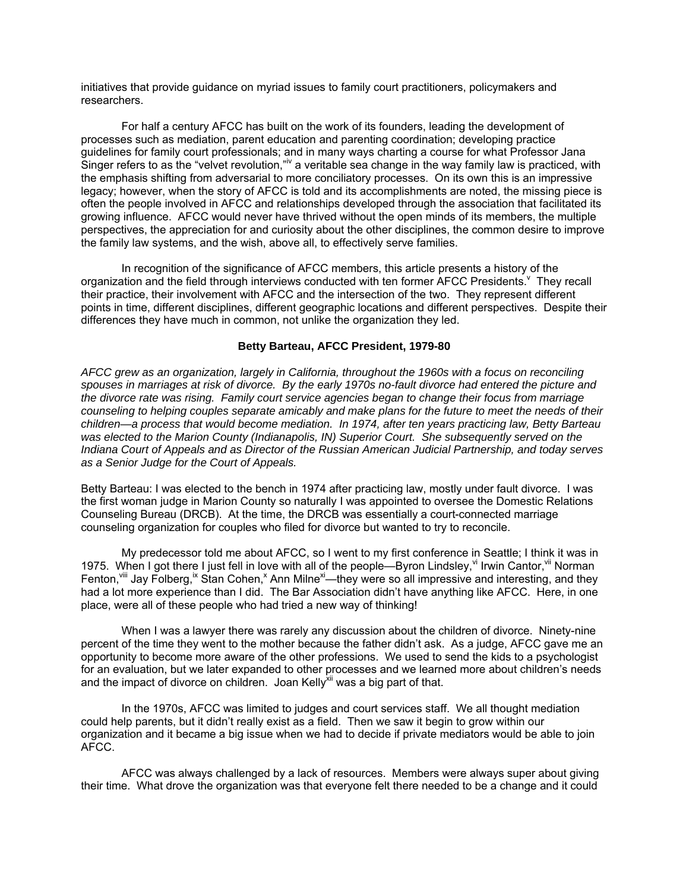initiatives that provide guidance on myriad issues to family court practitioners, policymakers and researchers.

For half a century AFCC has built on the work of its founders, leading the development of processes such as mediation, parent education and parenting coordination; developing practice guidelines for family court professionals; and in many ways charting a course for what Professor Jana Singer refers to as the "velvet revolution,"[iv] a veritable sea change in the way family law is practiced, with the emphasis shifting from adversarial to more conciliatory processes. On its own this is an impressive legacy; however, when the story of AFCC is told and its accomplishments are noted, the missing piece is often the people involved in AFCC and relationships developed through the association that facilitated its growing influence. AFCC would never have thrived without the open minds of its members, the multiple perspectives, the appreciation for and curiosity about the other disciplines, the common desire to improve the family law systems, and the wish, above all, to effectively serve families.

In recognition of the significance of AFCC members, this article presents a history of the organization and the field through interviews conducted with ten former AFCC Presidents.[v] They recall their practice, their involvement with AFCC and the intersection of the two. They represent different points in time, different disciplines, different geographic locations and different perspectives. Despite their differences they have much in common, not unlike the organization they led.

### Betty Barteau, AFCC President, 1979-80

*AFCC grew as an organization, largely in California, throughout the 1960s with a focus on reconciling spouses in marriages at risk of divorce. By the early 1970s no-fault divorce had entered the picture and the divorce rate was rising. Family court service agencies began to change their focus from marriage counseling to helping couples separate amicably and make plans for the future to meet the needs of their children—a process that would become mediation. In 1974, after ten years practicing law, Betty Barteau was elected to the Marion County (Indianapolis, IN) Superior Court. She subsequently served on the Indiana Court of Appeals and as Director of the Russian American Judicial Partnership, and today serves as a Senior Judge for the Court of Appeals.*

Betty Barteau: I was elected to the bench in 1974 after practicing law, mostly under fault divorce. I was the first woman judge in Marion County so naturally I was appointed to oversee the Domestic Relations Counseling Bureau (DRCB). At the time, the DRCB was essentially a court-connected marriage counseling organization for couples who filed for divorce but wanted to try to reconcile.

My predecessor told me about AFCC, so I went to my first conference in Seattle; I think it was in 1975. When I got there I just fell in love with all of the people—Byron Lindsley,[vi] Irwin Cantor,[vii] Norman Fenton,[viii] Jay Folberg,[ix] Stan Cohen,[x] Ann Milne[xi]—they were so all impressive and interesting, and they had a lot more experience than I did. The Bar Association didn't have anything like AFCC. Here, in one place, were all of these people who had tried a new way of thinking!

When I was a lawyer there was rarely any discussion about the children of divorce. Ninety-nine percent of the time they went to the mother because the father didn't ask. As a judge, AFCC gave me an opportunity to become more aware of the other professions. We used to send the kids to a psychologist for an evaluation, but we later expanded to other processes and we learned more about children's needs and the impact of divorce on children. Joan Kelly[xii] was a big part of that.

In the 1970s, AFCC was limited to judges and court services staff. We all thought mediation could help parents, but it didn't really exist as a field. Then we saw it begin to grow within our organization and it became a big issue when we had to decide if private mediators would be able to join AFCC.

AFCC was always challenged by a lack of resources. Members were always super about giving their time. What drove the organization was that everyone felt there needed to be a change and it could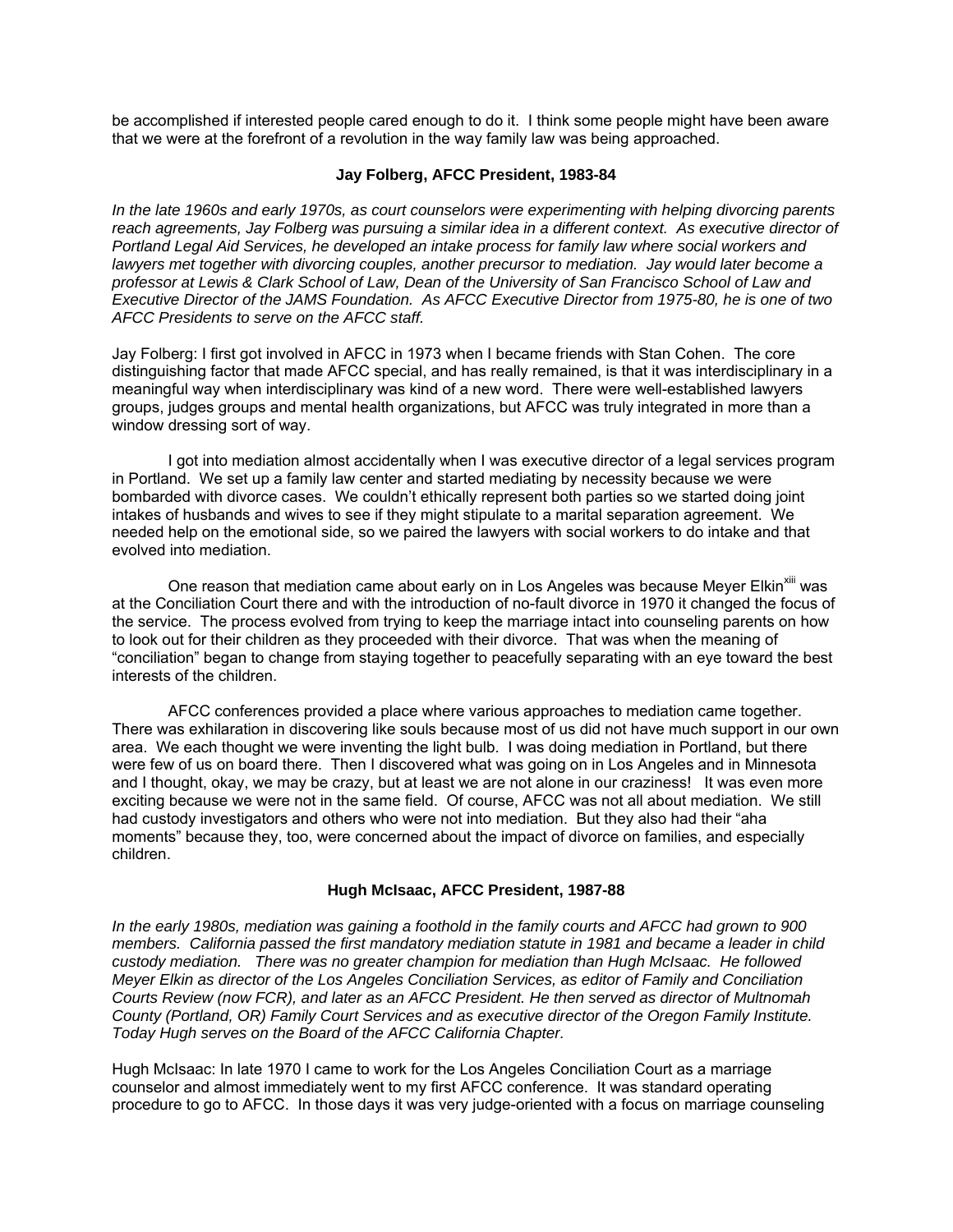be accomplished if interested people cared enough to do it. I think some people might have been aware that we were at the forefront of a revolution in the way family law was being approached.

### Jay Folberg, AFCC President, 1983-84

*In the late 1960s and early 1970s, as court counselors were experimenting with helping divorcing parents reach agreements, Jay Folberg was pursuing a similar idea in a different context. As executive director of Portland Legal Aid Services, he developed an intake process for family law where social workers and lawyers met together with divorcing couples, another precursor to mediation. Jay would later become a professor at Lewis & Clark School of Law, Dean of the University of San Francisco School of Law and Executive Director of the JAMS Foundation. As AFCC Executive Director from 1975-80, he is one of two AFCC Presidents to serve on the AFCC staff.*

Jay Folberg: I first got involved in AFCC in 1973 when I became friends with Stan Cohen. The core distinguishing factor that made AFCC special, and has really remained, is that it was interdisciplinary in a meaningful way when interdisciplinary was kind of a new word. There were well-established lawyers groups, judges groups and mental health organizations, but AFCC was truly integrated in more than a window dressing sort of way.

I got into mediation almost accidentally when I was executive director of a legal services program in Portland. We set up a family law center and started mediating by necessity because we were bombarded with divorce cases. We couldn't ethically represent both parties so we started doing joint intakes of husbands and wives to see if they might stipulate to a marital separation agreement. We needed help on the emotional side, so we paired the lawyers with social workers to do intake and that evolved into mediation.

One reason that mediation came about early on in Los Angeles was because Meyer Elkin[xiii] was at the Conciliation Court there and with the introduction of no-fault divorce in 1970 it changed the focus of the service. The process evolved from trying to keep the marriage intact into counseling parents on how to look out for their children as they proceeded with their divorce. That was when the meaning of "conciliation" began to change from staying together to peacefully separating with an eye toward the best interests of the children.

AFCC conferences provided a place where various approaches to mediation came together. There was exhilaration in discovering like souls because most of us did not have much support in our own area. We each thought we were inventing the light bulb. I was doing mediation in Portland, but there were few of us on board there. Then I discovered what was going on in Los Angeles and in Minnesota and I thought, okay, we may be crazy, but at least we are not alone in our craziness! It was even more exciting because we were not in the same field. Of course, AFCC was not all about mediation. We still had custody investigators and others who were not into mediation. But they also had their "aha moments" because they, too, were concerned about the impact of divorce on families, and especially children.

### Hugh McIsaac, AFCC President, 1987-88

*In the early 1980s, mediation was gaining a foothold in the family courts and AFCC had grown to 900 members. California passed the first mandatory mediation statute in 1981 and became a leader in child custody mediation. There was no greater champion for mediation than Hugh McIsaac. He followed Meyer Elkin as director of the Los Angeles Conciliation Services, as editor of Family and Conciliation Courts Review (now FCR), and later as an AFCC President. He then served as director of Multnomah County (Portland, OR) Family Court Services and as executive director of the Oregon Family Institute. Today Hugh serves on the Board of the AFCC California Chapter.*

Hugh McIsaac: In late 1970 I came to work for the Los Angeles Conciliation Court as a marriage counselor and almost immediately went to my first AFCC conference. It was standard operating procedure to go to AFCC. In those days it was very judge-oriented with a focus on marriage counseling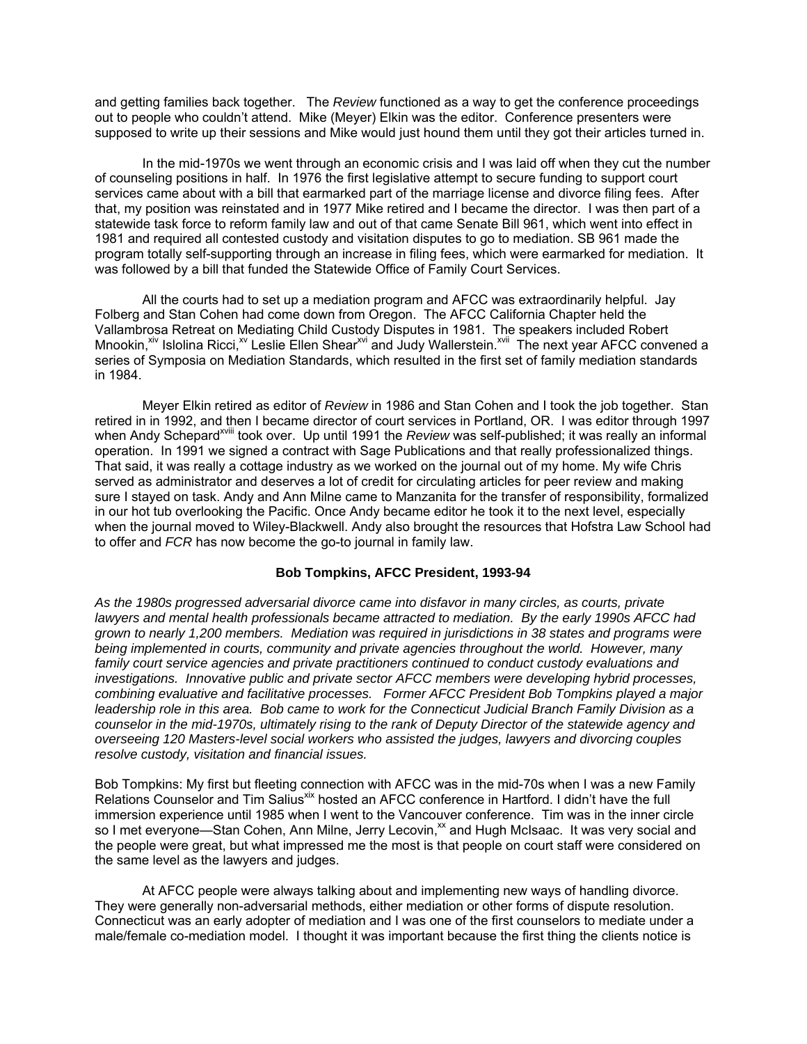and getting families back together. The *Review* functioned as a way to get the conference proceedings out to people who couldn't attend. Mike (Meyer) Elkin was the editor. Conference presenters were supposed to write up their sessions and Mike would just hound them until they got their articles turned in.

In the mid-1970s we went through an economic crisis and I was laid off when they cut the number of counseling positions in half. In 1976 the first legislative attempt to secure funding to support court services came about with a bill that earmarked part of the marriage license and divorce filing fees. After that, my position was reinstated and in 1977 Mike retired and I became the director. I was then part of a statewide task force to reform family law and out of that came Senate Bill 961, which went into effect in 1981 and required all contested custody and visitation disputes to go to mediation. SB 961 made the program totally self-supporting through an increase in filing fees, which were earmarked for mediation. It was followed by a bill that funded the Statewide Office of Family Court Services.

All the courts had to set up a mediation program and AFCC was extraordinarily helpful. Jay Folberg and Stan Cohen had come down from Oregon. The AFCC California Chapter held the Vallambrosa Retreat on Mediating Child Custody Disputes in 1981. The speakers included Robert Mnookin,[xiv] Islolina Ricci,[xv] Leslie Ellen Shear[xvi] and Judy Wallerstein.[xvii] The next year AFCC convened a series of Symposia on Mediation Standards, which resulted in the first set of family mediation standards in 1984.

Meyer Elkin retired as editor of *Review* in 1986 and Stan Cohen and I took the job together. Stan retired in in 1992, and then I became director of court services in Portland, OR. I was editor through 1997 when Andy Schepard[xviii] took over. Up until 1991 the *Review* was self-published; it was really an informal operation. In 1991 we signed a contract with Sage Publications and that really professionalized things. That said, it was really a cottage industry as we worked on the journal out of my home. My wife Chris served as administrator and deserves a lot of credit for circulating articles for peer review and making sure I stayed on task. Andy and Ann Milne came to Manzanita for the transfer of responsibility, formalized in our hot tub overlooking the Pacific. Once Andy became editor he took it to the next level, especially when the journal moved to Wiley-Blackwell. Andy also brought the resources that Hofstra Law School had to offer and *FCR* has now become the go-to journal in family law.

### Bob Tompkins, AFCC President, 1993-94

*As the 1980s progressed adversarial divorce came into disfavor in many circles, as courts, private lawyers and mental health professionals became attracted to mediation. By the early 1990s AFCC had grown to nearly 1,200 members. Mediation was required in jurisdictions in 38 states and programs were being implemented in courts, community and private agencies throughout the world. However, many family court service agencies and private practitioners continued to conduct custody evaluations and investigations. Innovative public and private sector AFCC members were developing hybrid processes, combining evaluative and facilitative processes. Former AFCC President Bob Tompkins played a major leadership role in this area. Bob came to work for the Connecticut Judicial Branch Family Division as a counselor in the mid-1970s, ultimately rising to the rank of Deputy Director of the statewide agency and overseeing 120 Masters-level social workers who assisted the judges, lawyers and divorcing couples resolve custody, visitation and financial issues.*

Bob Tompkins: My first but fleeting connection with AFCC was in the mid-70s when I was a new Family Relations Counselor and Tim Salius[xix] hosted an AFCC conference in Hartford. I didn't have the full immersion experience until 1985 when I went to the Vancouver conference. Tim was in the inner circle so I met everyone—Stan Cohen, Ann Milne, Jerry Lecovin,[xx] and Hugh McIsaac. It was very social and the people were great, but what impressed me the most is that people on court staff were considered on the same level as the lawyers and judges.

At AFCC people were always talking about and implementing new ways of handling divorce. They were generally non-adversarial methods, either mediation or other forms of dispute resolution. Connecticut was an early adopter of mediation and I was one of the first counselors to mediate under a male/female co-mediation model. I thought it was important because the first thing the clients notice is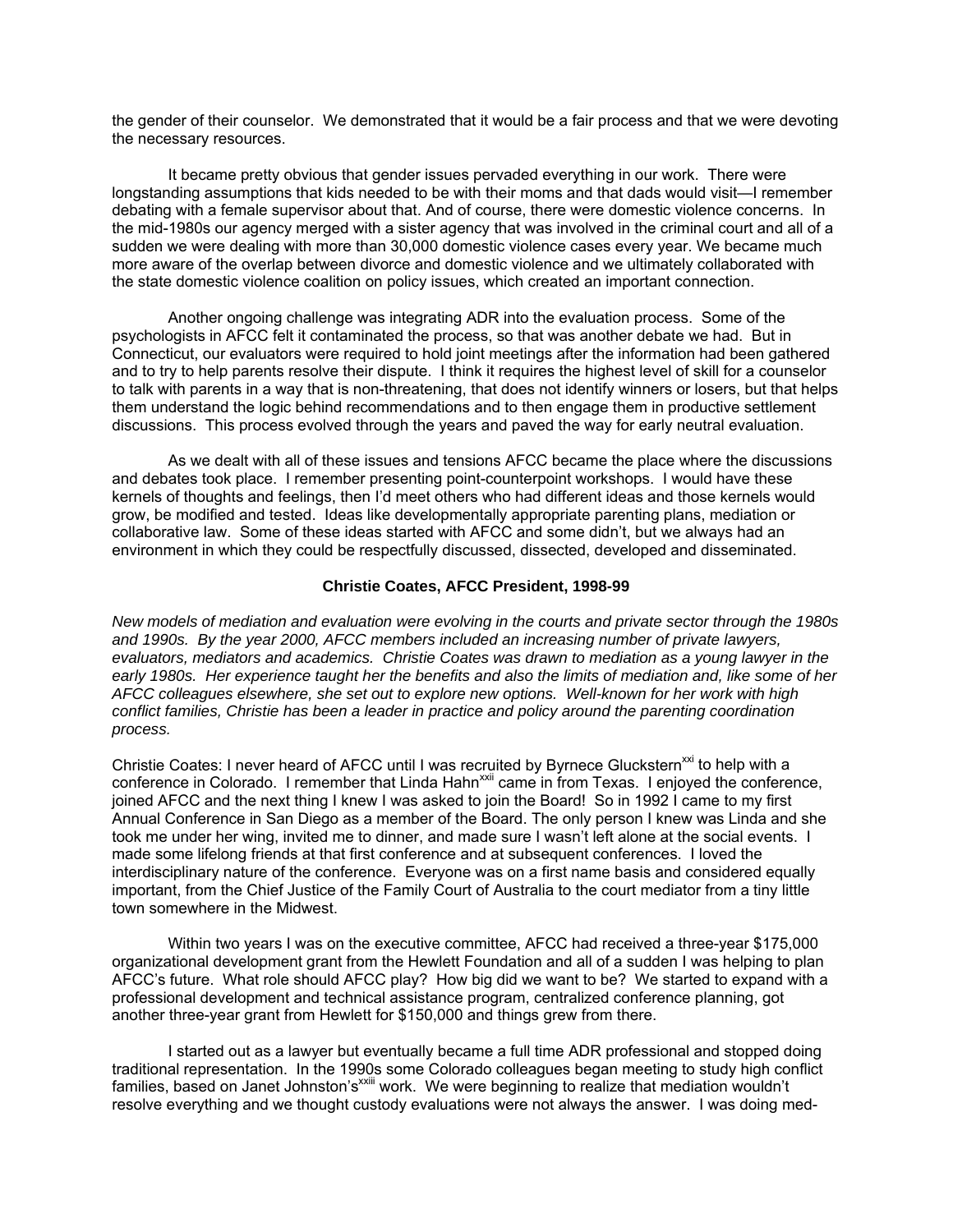the gender of their counselor. We demonstrated that it would be a fair process and that we were devoting the necessary resources.

It became pretty obvious that gender issues pervaded everything in our work. There were longstanding assumptions that kids needed to be with their moms and that dads would visit—I remember debating with a female supervisor about that. And of course, there were domestic violence concerns. In the mid-1980s our agency merged with a sister agency that was involved in the criminal court and all of a sudden we were dealing with more than 30,000 domestic violence cases every year. We became much more aware of the overlap between divorce and domestic violence and we ultimately collaborated with the state domestic violence coalition on policy issues, which created an important connection.

Another ongoing challenge was integrating ADR into the evaluation process. Some of the psychologists in AFCC felt it contaminated the process, so that was another debate we had. But in Connecticut, our evaluators were required to hold joint meetings after the information had been gathered and to try to help parents resolve their dispute. I think it requires the highest level of skill for a counselor to talk with parents in a way that is non-threatening, that does not identify winners or losers, but that helps them understand the logic behind recommendations and to then engage them in productive settlement discussions. This process evolved through the years and paved the way for early neutral evaluation.

As we dealt with all of these issues and tensions AFCC became the place where the discussions and debates took place. I remember presenting point-counterpoint workshops. I would have these kernels of thoughts and feelings, then I'd meet others who had different ideas and those kernels would grow, be modified and tested. Ideas like developmentally appropriate parenting plans, mediation or collaborative law. Some of these ideas started with AFCC and some didn't, but we always had an environment in which they could be respectfully discussed, dissected, developed and disseminated.

### Christie Coates, AFCC President, 1998-99

*New models of mediation and evaluation were evolving in the courts and private sector through the 1980s and 1990s. By the year 2000, AFCC members included an increasing number of private lawyers, evaluators, mediators and academics. Christie Coates was drawn to mediation as a young lawyer in the early 1980s. Her experience taught her the benefits and also the limits of mediation and, like some of her AFCC colleagues elsewhere, she set out to explore new options. Well-known for her work with high conflict families, Christie has been a leader in practice and policy around the parenting coordination process.*

Christie Coates: I never heard of AFCC until I was recruited by Byrnece Gluckstern[xxi] to help with a conference in Colorado. I remember that Linda Hahn[xxii] came in from Texas. I enjoyed the conference, joined AFCC and the next thing I knew I was asked to join the Board! So in 1992 I came to my first Annual Conference in San Diego as a member of the Board. The only person I knew was Linda and she took me under her wing, invited me to dinner, and made sure I wasn't left alone at the social events. I made some lifelong friends at that first conference and at subsequent conferences. I loved the interdisciplinary nature of the conference. Everyone was on a first name basis and considered equally important, from the Chief Justice of the Family Court of Australia to the court mediator from a tiny little town somewhere in the Midwest.

Within two years I was on the executive committee, AFCC had received a three-year $175,000 organizational development grant from the Hewlett Foundation and all of a sudden I was helping to plan AFCC's future. What role should AFCC play? How big did we want to be? We started to expand with a professional development and technical assistance program, centralized conference planning, got another three-year grant from Hewlett for $150,000 and things grew from there.

I started out as a lawyer but eventually became a full time ADR professional and stopped doing traditional representation. In the 1990s some Colorado colleagues began meeting to study high conflict families, based on Janet Johnston's[xxiii] work. We were beginning to realize that mediation wouldn't resolve everything and we thought custody evaluations were not always the answer. I was doing med-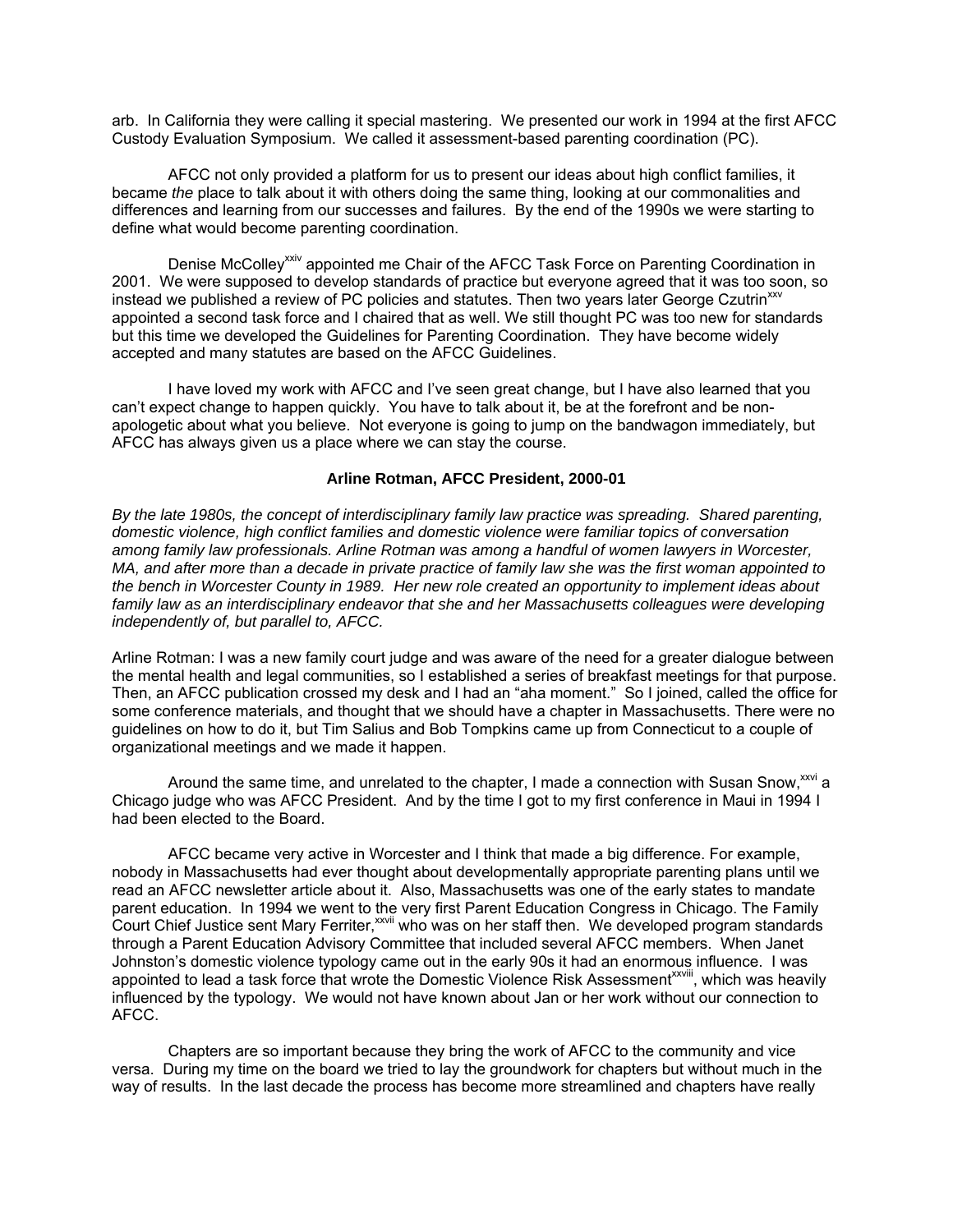arb. In California they were calling it special mastering. We presented our work in 1994 at the first AFCC Custody Evaluation Symposium. We called it assessment-based parenting coordination (PC).

AFCC not only provided a platform for us to present our ideas about high conflict families, it became *the* place to talk about it with others doing the same thing, looking at our commonalities and differences and learning from our successes and failures. By the end of the 1990s we were starting to define what would become parenting coordination.

Denise McColley[xxiv] appointed me Chair of the AFCC Task Force on Parenting Coordination in 2001. We were supposed to develop standards of practice but everyone agreed that it was too soon, so instead we published a review of PC policies and statutes. Then two years later George Czutrin[xxv] appointed a second task force and I chaired that as well. We still thought PC was too new for standards but this time we developed the Guidelines for Parenting Coordination. They have become widely accepted and many statutes are based on the AFCC Guidelines.

I have loved my work with AFCC and I've seen great change, but I have also learned that you can't expect change to happen quickly. You have to talk about it, be at the forefront and be non-apologetic about what you believe. Not everyone is going to jump on the bandwagon immediately, but AFCC has always given us a place where we can stay the course.

### Arline Rotman, AFCC President, 2000-01

*By the late 1980s, the concept of interdisciplinary family law practice was spreading. Shared parenting, domestic violence, high conflict families and domestic violence were familiar topics of conversation among family law professionals. Arline Rotman was among a handful of women lawyers in Worcester, MA, and after more than a decade in private practice of family law she was the first woman appointed to the bench in Worcester County in 1989. Her new role created an opportunity to implement ideas about family law as an interdisciplinary endeavor that she and her Massachusetts colleagues were developing independently of, but parallel to, AFCC.*

Arline Rotman: I was a new family court judge and was aware of the need for a greater dialogue between the mental health and legal communities, so I established a series of breakfast meetings for that purpose. Then, an AFCC publication crossed my desk and I had an "aha moment." So I joined, called the office for some conference materials, and thought that we should have a chapter in Massachusetts. There were no guidelines on how to do it, but Tim Salius and Bob Tompkins came up from Connecticut to a couple of organizational meetings and we made it happen.

Around the same time, and unrelated to the chapter, I made a connection with Susan Snow,[xxvi] a Chicago judge who was AFCC President. And by the time I got to my first conference in Maui in 1994 I had been elected to the Board.

AFCC became very active in Worcester and I think that made a big difference. For example, nobody in Massachusetts had ever thought about developmentally appropriate parenting plans until we read an AFCC newsletter article about it. Also, Massachusetts was one of the early states to mandate parent education. In 1994 we went to the very first Parent Education Congress in Chicago. The Family Court Chief Justice sent Mary Ferriter,[xxvii] who was on her staff then. We developed program standards through a Parent Education Advisory Committee that included several AFCC members. When Janet Johnston's domestic violence typology came out in the early 90s it had an enormous influence. I was appointed to lead a task force that wrote the Domestic Violence Risk Assessment[xxviii], which was heavily influenced by the typology. We would not have known about Jan or her work without our connection to AFCC.

Chapters are so important because they bring the work of AFCC to the community and vice versa. During my time on the board we tried to lay the groundwork for chapters but without much in the way of results. In the last decade the process has become more streamlined and chapters have really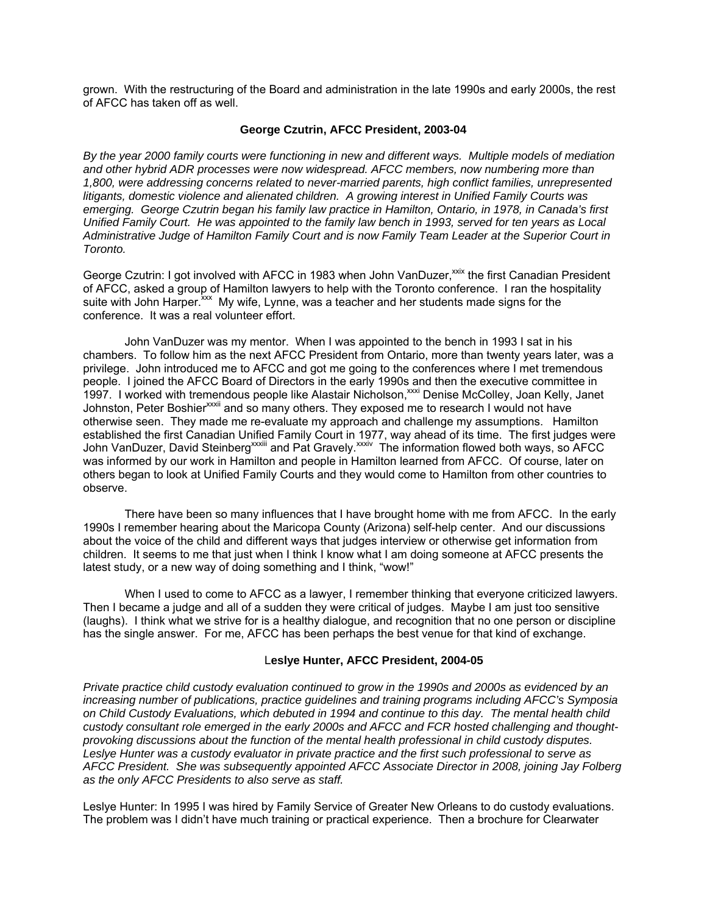grown. With the restructuring of the Board and administration in the late 1990s and early 2000s, the rest of AFCC has taken off as well.

### George Czutrin, AFCC President, 2003-04

*By the year 2000 family courts were functioning in new and different ways. Multiple models of mediation and other hybrid ADR processes were now widespread. AFCC members, now numbering more than 1,800, were addressing concerns related to never-married parents, high conflict families, unrepresented litigants, domestic violence and alienated children. A growing interest in Unified Family Courts was emerging. George Czutrin began his family law practice in Hamilton, Ontario, in 1978, in Canada's first Unified Family Court. He was appointed to the family law bench in 1993, served for ten years as Local Administrative Judge of Hamilton Family Court and is now Family Team Leader at the Superior Court in Toronto.*

George Czutrin: I got involved with AFCC in 1983 when John VanDuzer,[xxix] the first Canadian President of AFCC, asked a group of Hamilton lawyers to help with the Toronto conference. I ran the hospitality suite with John Harper.[xxx] My wife, Lynne, was a teacher and her students made signs for the conference. It was a real volunteer effort.

John VanDuzer was my mentor. When I was appointed to the bench in 1993 I sat in his chambers. To follow him as the next AFCC President from Ontario, more than twenty years later, was a privilege. John introduced me to AFCC and got me going to the conferences where I met tremendous people. I joined the AFCC Board of Directors in the early 1990s and then the executive committee in 1997. I worked with tremendous people like Alastair Nicholson,[xxxi] Denise McColley, Joan Kelly, Janet Johnston, Peter Boshier[xxxii] and so many others. They exposed me to research I would not have otherwise seen. They made me re-evaluate my approach and challenge my assumptions. Hamilton established the first Canadian Unified Family Court in 1977, way ahead of its time. The first judges were John VanDuzer, David Steinberg[xxxiii] and Pat Gravely.[xxxiv] The information flowed both ways, so AFCC was informed by our work in Hamilton and people in Hamilton learned from AFCC. Of course, later on others began to look at Unified Family Courts and they would come to Hamilton from other countries to observe.

There have been so many influences that I have brought home with me from AFCC. In the early 1990s I remember hearing about the Maricopa County (Arizona) self-help center. And our discussions about the voice of the child and different ways that judges interview or otherwise get information from children. It seems to me that just when I think I know what I am doing someone at AFCC presents the latest study, or a new way of doing something and I think, "wow!"

When I used to come to AFCC as a lawyer, I remember thinking that everyone criticized lawyers. Then I became a judge and all of a sudden they were critical of judges. Maybe I am just too sensitive (laughs). I think what we strive for is a healthy dialogue, and recognition that no one person or discipline has the single answer. For me, AFCC has been perhaps the best venue for that kind of exchange.

### Leslye Hunter, AFCC President, 2004-05

*Private practice child custody evaluation continued to grow in the 1990s and 2000s as evidenced by an increasing number of publications, practice guidelines and training programs including AFCC's Symposia on Child Custody Evaluations, which debuted in 1994 and continue to this day. The mental health child custody consultant role emerged in the early 2000s and AFCC and FCR hosted challenging and thought-provoking discussions about the function of the mental health professional in child custody disputes. Leslye Hunter was a custody evaluator in private practice and the first such professional to serve as AFCC President. She was subsequently appointed AFCC Associate Director in 2008, joining Jay Folberg as the only AFCC Presidents to also serve as staff.*

Leslye Hunter: In 1995 I was hired by Family Service of Greater New Orleans to do custody evaluations. The problem was I didn't have much training or practical experience. Then a brochure for Clearwater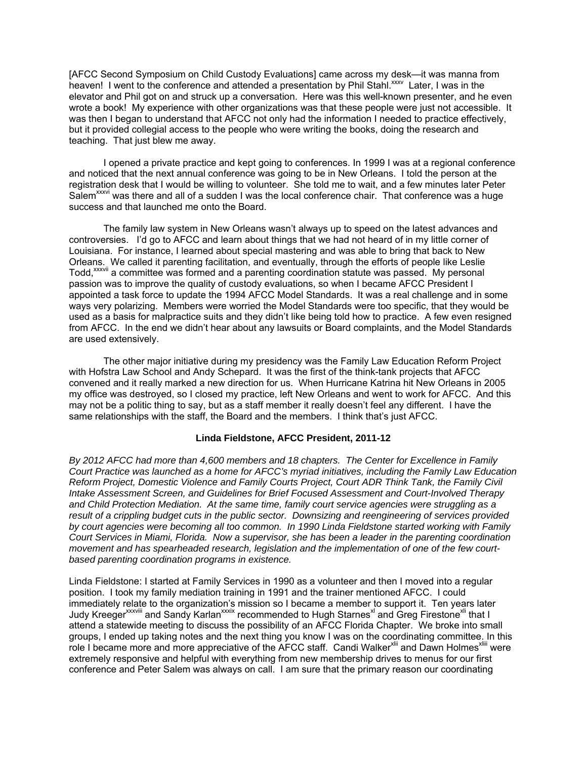[AFCC Second Symposium on Child Custody Evaluations] came across my desk—it was manna from heaven! I went to the conference and attended a presentation by Phil Stahl.[xxxv] Later, I was in the elevator and Phil got on and struck up a conversation. Here was this well-known presenter, and he even wrote a book! My experience with other organizations was that these people were just not accessible. It was then I began to understand that AFCC not only had the information I needed to practice effectively, but it provided collegial access to the people who were writing the books, doing the research and teaching. That just blew me away.

I opened a private practice and kept going to conferences. In 1999 I was at a regional conference and noticed that the next annual conference was going to be in New Orleans. I told the person at the registration desk that I would be willing to volunteer. She told me to wait, and a few minutes later Peter Salem[xxxvi] was there and all of a sudden I was the local conference chair. That conference was a huge success and that launched me onto the Board.

The family law system in New Orleans wasn't always up to speed on the latest advances and controversies. I'd go to AFCC and learn about things that we had not heard of in my little corner of Louisiana. For instance, I learned about special mastering and was able to bring that back to New Orleans. We called it parenting facilitation, and eventually, through the efforts of people like Leslie Todd,[xxxvii] a committee was formed and a parenting coordination statute was passed. My personal passion was to improve the quality of custody evaluations, so when I became AFCC President I appointed a task force to update the 1994 AFCC Model Standards. It was a real challenge and in some ways very polarizing. Members were worried the Model Standards were too specific, that they would be used as a basis for malpractice suits and they didn't like being told how to practice. A few even resigned from AFCC. In the end we didn't hear about any lawsuits or Board complaints, and the Model Standards are used extensively.

The other major initiative during my presidency was the Family Law Education Reform Project with Hofstra Law School and Andy Schepard. It was the first of the think-tank projects that AFCC convened and it really marked a new direction for us. When Hurricane Katrina hit New Orleans in 2005 my office was destroyed, so I closed my practice, left New Orleans and went to work for AFCC. And this may not be a politic thing to say, but as a staff member it really doesn't feel any different. I have the same relationships with the staff, the Board and the members. I think that's just AFCC.

**Linda Fieldstone, AFCC President, 2011-12**

*By 2012 AFCC had more than 4,600 members and 18 chapters. The Center for Excellence in Family Court Practice was launched as a home for AFCC's myriad initiatives, including the Family Law Education Reform Project, Domestic Violence and Family Courts Project, Court ADR Think Tank, the Family Civil Intake Assessment Screen, and Guidelines for Brief Focused Assessment and Court-Involved Therapy and Child Protection Mediation. At the same time, family court service agencies were struggling as a result of a crippling budget cuts in the public sector. Downsizing and reengineering of services provided by court agencies were becoming all too common. In 1990 Linda Fieldstone started working with Family Court Services in Miami, Florida. Now a supervisor, she has been a leader in the parenting coordination movement and has spearheaded research, legislation and the implementation of one of the few court-based parenting coordination programs in existence.*

Linda Fieldstone: I started at Family Services in 1990 as a volunteer and then I moved into a regular position. I took my family mediation training in 1991 and the trainer mentioned AFCC. I could immediately relate to the organization's mission so I became a member to support it. Ten years later Judy Kreeger[xxxviii] and Sandy Karlan[xxxix] recommended to Hugh Starnes[xl] and Greg Firestone[xli] that I attend a statewide meeting to discuss the possibility of an AFCC Florida Chapter. We broke into small groups, I ended up taking notes and the next thing you know I was on the coordinating committee. In this role I became more and more appreciative of the AFCC staff. Candi Walker[xlii] and Dawn Holmes[xliii] were extremely responsive and helpful with everything from new membership drives to menus for our first conference and Peter Salem was always on call. I am sure that the primary reason our coordinating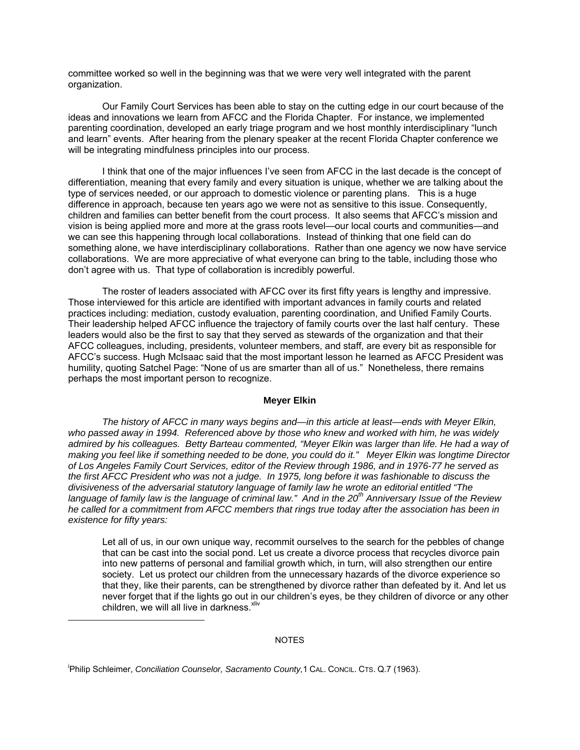committee worked so well in the beginning was that we were very well integrated with the parent organization.

Our Family Court Services has been able to stay on the cutting edge in our court because of the ideas and innovations we learn from AFCC and the Florida Chapter. For instance, we implemented parenting coordination, developed an early triage program and we host monthly interdisciplinary "lunch and learn" events. After hearing from the plenary speaker at the recent Florida Chapter conference we will be integrating mindfulness principles into our process.

I think that one of the major influences I've seen from AFCC in the last decade is the concept of differentiation, meaning that every family and every situation is unique, whether we are talking about the type of services needed, or our approach to domestic violence or parenting plans. This is a huge difference in approach, because ten years ago we were not as sensitive to this issue. Consequently, children and families can better benefit from the court process. It also seems that AFCC's mission and vision is being applied more and more at the grass roots level—our local courts and communities—and we can see this happening through local collaborations. Instead of thinking that one field can do something alone, we have interdisciplinary collaborations. Rather than one agency we now have service collaborations. We are more appreciative of what everyone can bring to the table, including those who don't agree with us. That type of collaboration is incredibly powerful.

The roster of leaders associated with AFCC over its first fifty years is lengthy and impressive. Those interviewed for this article are identified with important advances in family courts and related practices including: mediation, custody evaluation, parenting coordination, and Unified Family Courts. Their leadership helped AFCC influence the trajectory of family courts over the last half century. These leaders would also be the first to say that they served as stewards of the organization and that their AFCC colleagues, including, presidents, volunteer members, and staff, are every bit as responsible for AFCC's success. Hugh McIsaac said that the most important lesson he learned as AFCC President was humility, quoting Satchel Page: "None of us are smarter than all of us." Nonetheless, there remains perhaps the most important person to recognize.

**Meyer Elkin**

*The history of AFCC in many ways begins and—in this article at least—ends with Meyer Elkin, who passed away in 1994. Referenced above by those who knew and worked with him, he was widely admired by his colleagues. Betty Barteau commented, "Meyer Elkin was larger than life. He had a way of making you feel like if something needed to be done, you could do it." Meyer Elkin was longtime Director of Los Angeles Family Court Services, editor of the Review through 1986, and in 1976-77 he served as the first AFCC President who was not a judge. In 1975, long before it was fashionable to discuss the divisiveness of the adversarial statutory language of family law he wrote an editorial entitled "The language of family law is the language of criminal law." And in the 20th Anniversary Issue of the Review he called for a commitment from AFCC members that rings true today after the association has been in existence for fifty years:*

> Let all of us, in our own unique way, recommit ourselves to the search for the pebbles of change that can be cast into the social pond. Let us create a divorce process that recycles divorce pain into new patterns of personal and familial growth which, in turn, will also strengthen our entire society. Let us protect our children from the unnecessary hazards of the divorce experience so that they, like their parents, can be strengthened by divorce rather than defeated by it. And let us never forget that if the lights go out in our children's eyes, be they children of divorce or any other children, we will all live in darkness.[xliv]

NOTES

[i] Philip Schleimer, *Conciliation Counselor, Sacramento County,* 1 CAL. CONCIL. CTS. Q.7 (1963).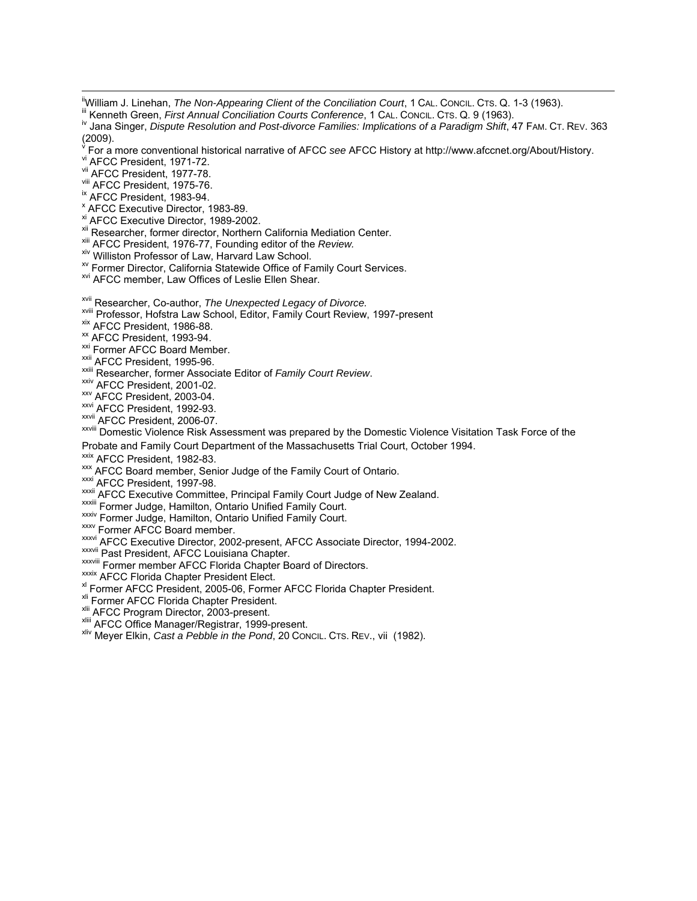[ii]William J. Linehan, *The Non-Appearing Client of the Conciliation Court*, 1 CAL. CONCIL. CTS. Q. 1-3 (1963).
[iii] Kenneth Green, *First Annual Conciliation Courts Conference*, 1 CAL. CONCIL. CTS. Q. 9 (1963).
[iv] Jana Singer, *Dispute Resolution and Post-divorce Families: Implications of a Paradigm Shift*, 47 FAM. CT. REV. 363 (2009).
[v] For a more conventional historical narrative of AFCC *see* AFCC History at http://www.afccnet.org/About/History.
[vi] AFCC President, 1971-72.
[vii] AFCC President, 1977-78.
[viii] AFCC President, 1975-76.
[ix] AFCC President, 1983-94.
[x] AFCC Executive Director, 1983-89.
[xi] AFCC Executive Director, 1989-2002.
[xii] Researcher, former director, Northern California Mediation Center.
[xiii] AFCC President, 1976-77, Founding editor of the *Review.*
[xiv] Williston Professor of Law, Harvard Law School.
[xv] Former Director, California Statewide Office of Family Court Services.
[xvi] AFCC member, Law Offices of Leslie Ellen Shear.

[xvii] Researcher, Co-author, *The Unexpected Legacy of Divorce.*
[xviii] Professor, Hofstra Law School, Editor, Family Court Review, 1997-present
[xix] AFCC President, 1986-88.
[xx] AFCC President, 1993-94.
[xxi] Former AFCC Board Member.
[xxii] AFCC President, 1995-96.
[xxiii] Researcher, former Associate Editor of *Family Court Review*.
[xxiv] AFCC President, 2001-02.
[xxv] AFCC President, 2003-04.
[xxvi] AFCC President, 1992-93.
[xxvii] AFCC President, 2006-07.
[xxviii] Domestic Violence Risk Assessment was prepared by the Domestic Violence Visitation Task Force of the Probate and Family Court Department of the Massachusetts Trial Court, October 1994.
[xxix] AFCC President, 1982-83.
[xxx] AFCC Board member, Senior Judge of the Family Court of Ontario.
[xxxi] AFCC President, 1997-98.
[xxxii] AFCC Executive Committee, Principal Family Court Judge of New Zealand.
[xxxiii] Former Judge, Hamilton, Ontario Unified Family Court.
[xxxiv] Former Judge, Hamilton, Ontario Unified Family Court.
[xxxv] Former AFCC Board member.
[xxxvi] AFCC Executive Director, 2002-present, AFCC Associate Director, 1994-2002.
[xxxvii] Past President, AFCC Louisiana Chapter.
[xxxviii] Former member AFCC Florida Chapter Board of Directors.
[xxxix] AFCC Florida Chapter President Elect.
[xl] Former AFCC President, 2005-06, Former AFCC Florida Chapter President.
[xli] Former AFCC Florida Chapter President.
[xlii] AFCC Program Director, 2003-present.
[xliii] AFCC Office Manager/Registrar, 1999-present.
[xliv] Meyer Elkin, *Cast a Pebble in the Pond*, 20 CONCIL. CTS. REV., vii (1982).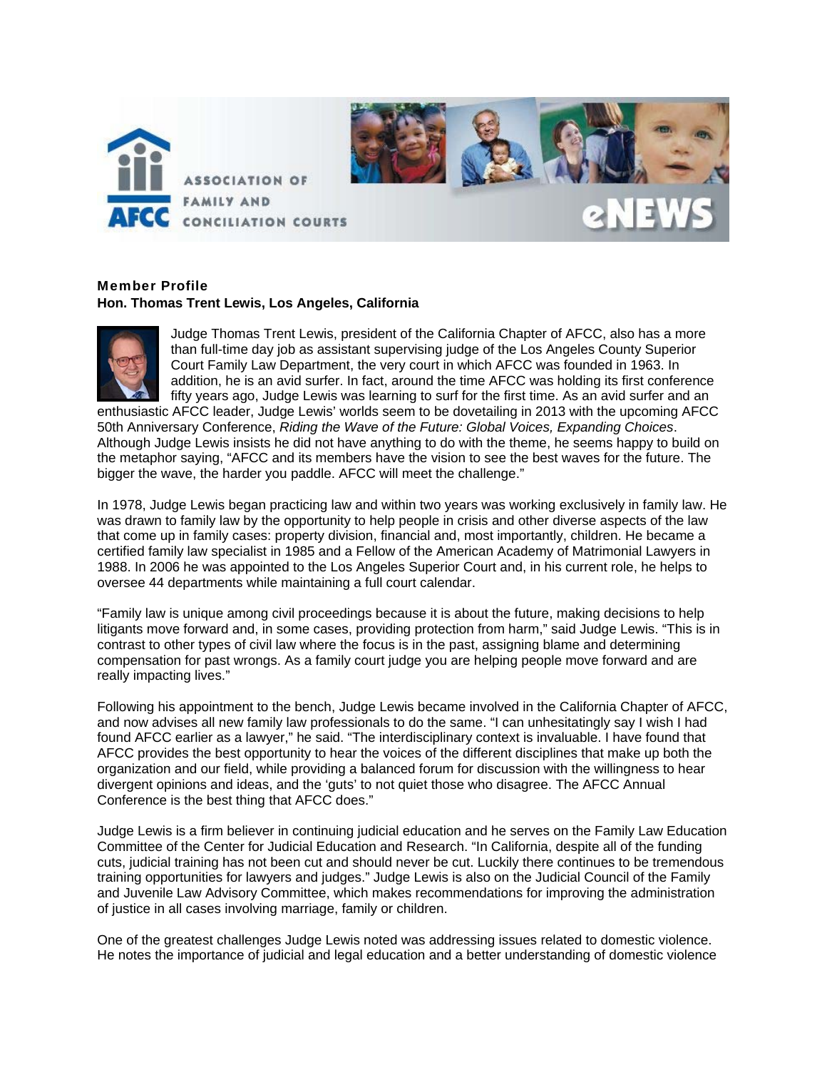**Member Profile**
**Hon. Thomas Trent Lewis, Los Angeles, California**

Judge Thomas Trent Lewis, president of the California Chapter of AFCC, also has a more than full-time day job as assistant supervising judge of the Los Angeles County Superior Court Family Law Department, the very court in which AFCC was founded in 1963. In addition, he is an avid surfer. In fact, around the time AFCC was holding its first conference fifty years ago, Judge Lewis was learning to surf for the first time. As an avid surfer and an enthusiastic AFCC leader, Judge Lewis' worlds seem to be dovetailing in 2013 with the upcoming AFCC 50th Anniversary Conference, *Riding the Wave of the Future: Global Voices, Expanding Choices*. Although Judge Lewis insists he did not have anything to do with the theme, he seems happy to build on the metaphor saying, "AFCC and its members have the vision to see the best waves for the future. The bigger the wave, the harder you paddle. AFCC will meet the challenge."

In 1978, Judge Lewis began practicing law and within two years was working exclusively in family law. He was drawn to family law by the opportunity to help people in crisis and other diverse aspects of the law that come up in family cases: property division, financial and, most importantly, children. He became a certified family law specialist in 1985 and a Fellow of the American Academy of Matrimonial Lawyers in 1988. In 2006 he was appointed to the Los Angeles Superior Court and, in his current role, he helps to oversee 44 departments while maintaining a full court calendar.

"Family law is unique among civil proceedings because it is about the future, making decisions to help litigants move forward and, in some cases, providing protection from harm," said Judge Lewis. "This is in contrast to other types of civil law where the focus is in the past, assigning blame and determining compensation for past wrongs. As a family court judge you are helping people move forward and are really impacting lives."

Following his appointment to the bench, Judge Lewis became involved in the California Chapter of AFCC, and now advises all new family law professionals to do the same. "I can unhesitatingly say I wish I had found AFCC earlier as a lawyer," he said. "The interdisciplinary context is invaluable. I have found that AFCC provides the best opportunity to hear the voices of the different disciplines that make up both the organization and our field, while providing a balanced forum for discussion with the willingness to hear divergent opinions and ideas, and the 'guts' to not quiet those who disagree. The AFCC Annual Conference is the best thing that AFCC does."

Judge Lewis is a firm believer in continuing judicial education and he serves on the Family Law Education Committee of the Center for Judicial Education and Research. "In California, despite all of the funding cuts, judicial training has not been cut and should never be cut. Luckily there continues to be tremendous training opportunities for lawyers and judges." Judge Lewis is also on the Judicial Council of the Family and Juvenile Law Advisory Committee, which makes recommendations for improving the administration of justice in all cases involving marriage, family or children.

One of the greatest challenges Judge Lewis noted was addressing issues related to domestic violence. He notes the importance of judicial and legal education and a better understanding of domestic violence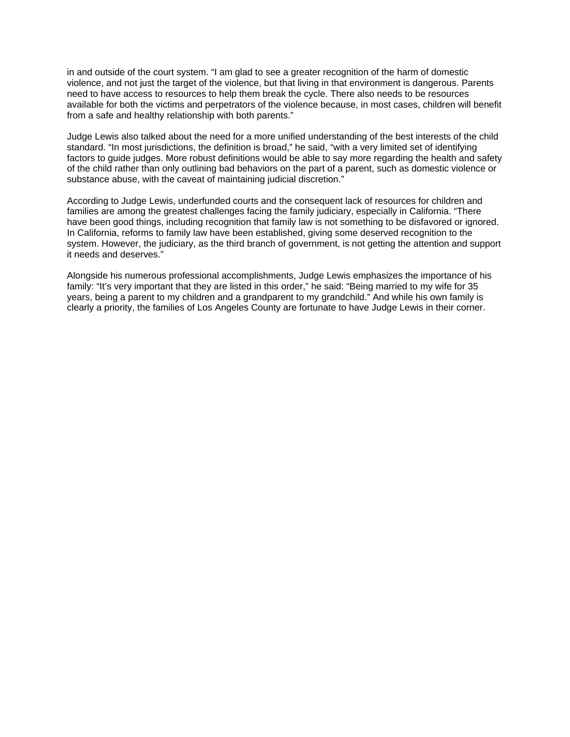in and outside of the court system. "I am glad to see a greater recognition of the harm of domestic violence, and not just the target of the violence, but that living in that environment is dangerous. Parents need to have access to resources to help them break the cycle. There also needs to be resources available for both the victims and perpetrators of the violence because, in most cases, children will benefit from a safe and healthy relationship with both parents."

Judge Lewis also talked about the need for a more unified understanding of the best interests of the child standard. "In most jurisdictions, the definition is broad," he said, "with a very limited set of identifying factors to guide judges. More robust definitions would be able to say more regarding the health and safety of the child rather than only outlining bad behaviors on the part of a parent, such as domestic violence or substance abuse, with the caveat of maintaining judicial discretion."

According to Judge Lewis, underfunded courts and the consequent lack of resources for children and families are among the greatest challenges facing the family judiciary, especially in California. "There have been good things, including recognition that family law is not something to be disfavored or ignored. In California, reforms to family law have been established, giving some deserved recognition to the system. However, the judiciary, as the third branch of government, is not getting the attention and support it needs and deserves."

Alongside his numerous professional accomplishments, Judge Lewis emphasizes the importance of his family: "It's very important that they are listed in this order," he said: "Being married to my wife for 35 years, being a parent to my children and a grandparent to my grandchild." And while his own family is clearly a priority, the families of Los Angeles County are fortunate to have Judge Lewis in their corner.